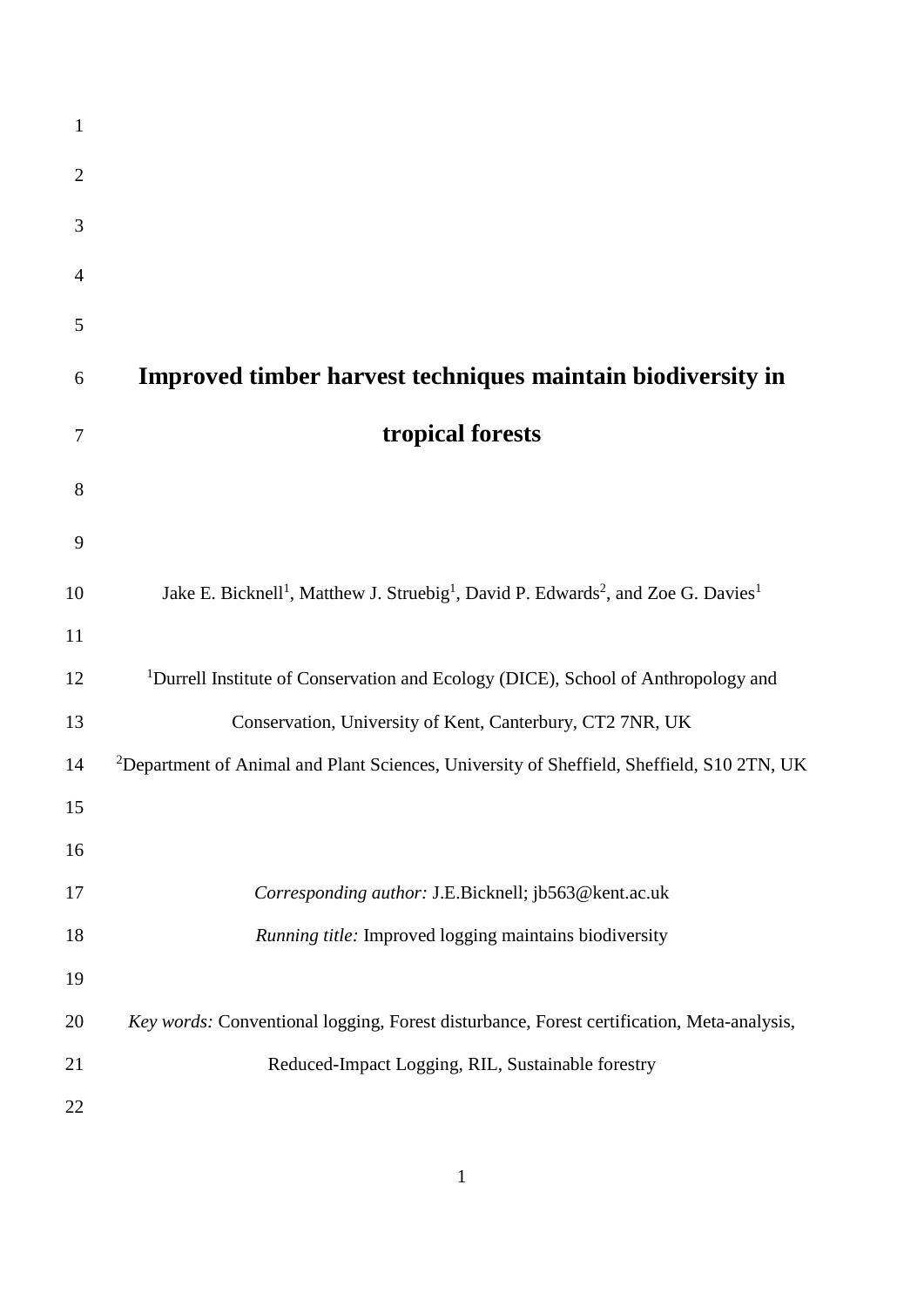# Improved timber harvest techniques maintain biodiversity in tropical forests

Jake E. Bicknell[1], Matthew J. Struebig[1], David P. Edwards[2], and Zoe G. Davies[1]

[1]Durrell Institute of Conservation and Ecology (DICE), School of Anthropology and Conservation, University of Kent, Canterbury, CT2 7NR, UK

[2]Department of Animal and Plant Sciences, University of Sheffield, Sheffield, S10 2TN, UK

*Corresponding author:* J.E.Bicknell; jb563@kent.ac.uk

*Running title:* Improved logging maintains biodiversity

*Key words:* Conventional logging, Forest disturbance, Forest certification, Meta-analysis, Reduced-Impact Logging, RIL, Sustainable forestry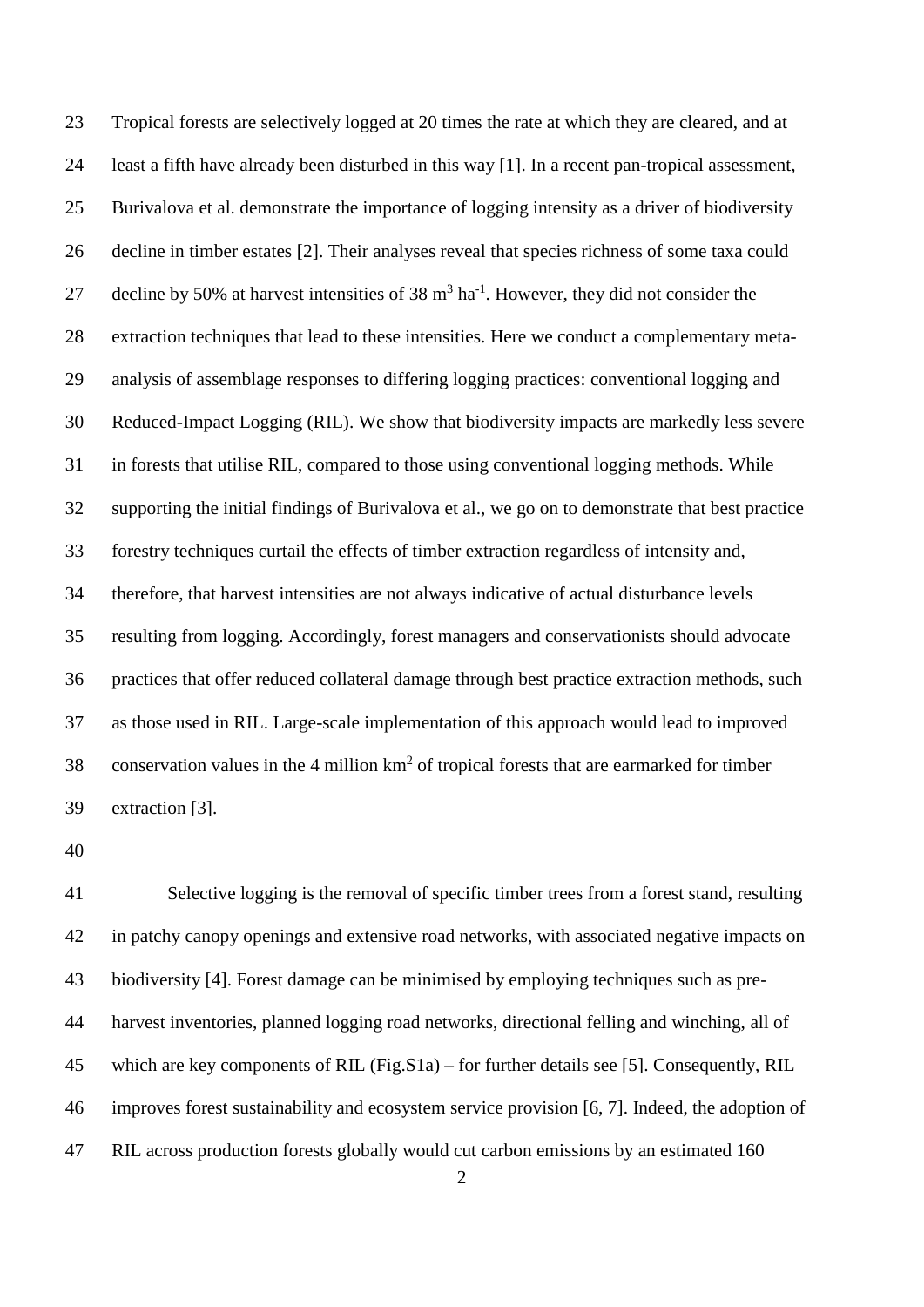Tropical forests are selectively logged at 20 times the rate at which they are cleared, and at least a fifth have already been disturbed in this way [1]. In a recent pan-tropical assessment, Burivalova et al. demonstrate the importance of logging intensity as a driver of biodiversity decline in timber estates [2]. Their analyses reveal that species richness of some taxa could decline by 50% at harvest intensities of 38 $m^3$ $ha^{-1}$. However, they did not consider the extraction techniques that lead to these intensities. Here we conduct a complementary meta-analysis of assemblage responses to differing logging practices: conventional logging and Reduced-Impact Logging (RIL). We show that biodiversity impacts are markedly less severe in forests that utilise RIL, compared to those using conventional logging methods. While supporting the initial findings of Burivalova et al., we go on to demonstrate that best practice forestry techniques curtail the effects of timber extraction regardless of intensity and, therefore, that harvest intensities are not always indicative of actual disturbance levels resulting from logging. Accordingly, forest managers and conservationists should advocate practices that offer reduced collateral damage through best practice extraction methods, such as those used in RIL. Large-scale implementation of this approach would lead to improved conservation values in the 4 million $km^2$ of tropical forests that are earmarked for timber extraction [3].

Selective logging is the removal of specific timber trees from a forest stand, resulting in patchy canopy openings and extensive road networks, with associated negative impacts on biodiversity [4]. Forest damage can be minimised by employing techniques such as pre-harvest inventories, planned logging road networks, directional felling and winching, all of which are key components of RIL (Fig.S1a) – for further details see [5]. Consequently, RIL improves forest sustainability and ecosystem service provision [6, 7]. Indeed, the adoption of RIL across production forests globally would cut carbon emissions by an estimated 160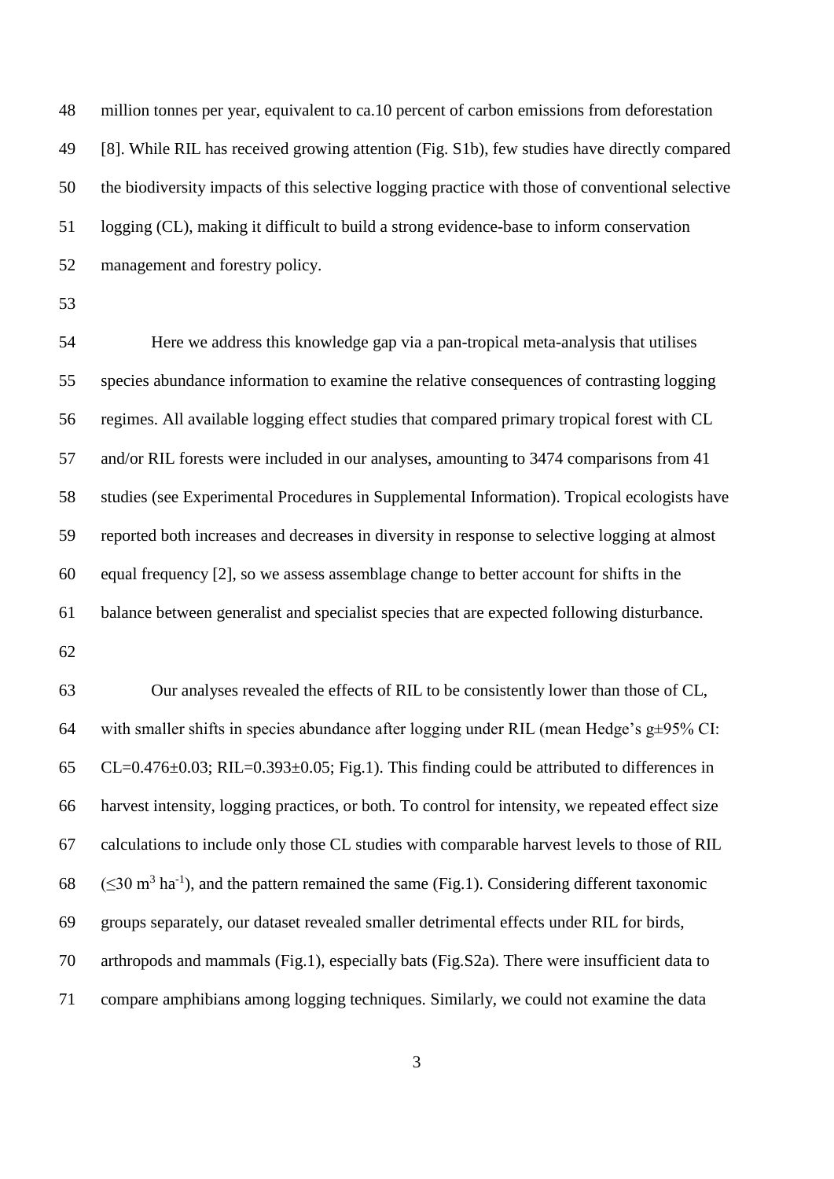million tonnes per year, equivalent to ca.10 percent of carbon emissions from deforestation [8]. While RIL has received growing attention (Fig. S1b), few studies have directly compared the biodiversity impacts of this selective logging practice with those of conventional selective logging (CL), making it difficult to build a strong evidence-base to inform conservation management and forestry policy.

Here we address this knowledge gap via a pan-tropical meta-analysis that utilises species abundance information to examine the relative consequences of contrasting logging regimes. All available logging effect studies that compared primary tropical forest with CL and/or RIL forests were included in our analyses, amounting to 3474 comparisons from 41 studies (see Experimental Procedures in Supplemental Information). Tropical ecologists have reported both increases and decreases in diversity in response to selective logging at almost equal frequency [2], so we assess assemblage change to better account for shifts in the balance between generalist and specialist species that are expected following disturbance.

Our analyses revealed the effects of RIL to be consistently lower than those of CL, with smaller shifts in species abundance after logging under RIL (mean Hedge's g±95% CI: CL=0.476±0.03; RIL=0.393±0.05; Fig.1). This finding could be attributed to differences in harvest intensity, logging practices, or both. To control for intensity, we repeated effect size calculations to include only those CL studies with comparable harvest levels to those of RIL ($\leq$30 $m^3$ $ha^{-1}$), and the pattern remained the same (Fig.1). Considering different taxonomic groups separately, our dataset revealed smaller detrimental effects under RIL for birds, arthropods and mammals (Fig.1), especially bats (Fig.S2a). There were insufficient data to compare amphibians among logging techniques. Similarly, we could not examine the data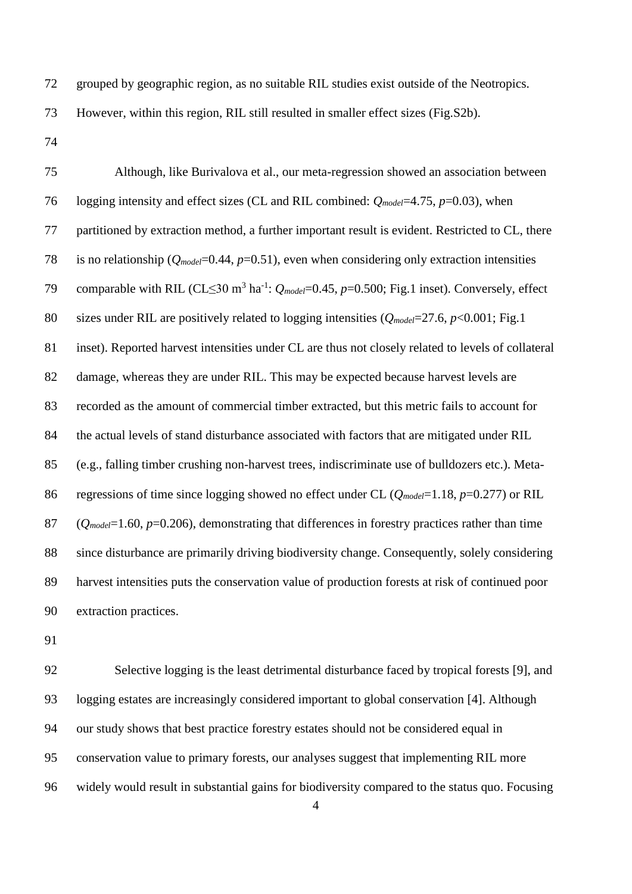grouped by geographic region, as no suitable RIL studies exist outside of the Neotropics. However, within this region, RIL still resulted in smaller effect sizes (Fig.S2b).

Although, like Burivalova et al., our meta-regression showed an association between logging intensity and effect sizes (CL and RIL combined: $Q_{model}$=4.75, $p$=0.03), when partitioned by extraction method, a further important result is evident. Restricted to CL, there is no relationship ($Q_{model}$=0.44, $p$=0.51), even when considering only extraction intensities comparable with RIL (CL≤30 m$^3$ ha$^{-1}$: $Q_{model}$=0.45, $p$=0.500; Fig.1 inset). Conversely, effect sizes under RIL are positively related to logging intensities ($Q_{model}$=27.6, $p$<0.001; Fig.1 inset). Reported harvest intensities under CL are thus not closely related to levels of collateral damage, whereas they are under RIL. This may be expected because harvest levels are recorded as the amount of commercial timber extracted, but this metric fails to account for the actual levels of stand disturbance associated with factors that are mitigated under RIL (e.g., falling timber crushing non-harvest trees, indiscriminate use of bulldozers etc.). Meta-regressions of time since logging showed no effect under CL ($Q_{model}$=1.18, $p$=0.277) or RIL ($Q_{model}$=1.60, $p$=0.206), demonstrating that differences in forestry practices rather than time since disturbance are primarily driving biodiversity change. Consequently, solely considering harvest intensities puts the conservation value of production forests at risk of continued poor extraction practices.

Selective logging is the least detrimental disturbance faced by tropical forests [9], and logging estates are increasingly considered important to global conservation [4]. Although our study shows that best practice forestry estates should not be considered equal in conservation value to primary forests, our analyses suggest that implementing RIL more widely would result in substantial gains for biodiversity compared to the status quo. Focusing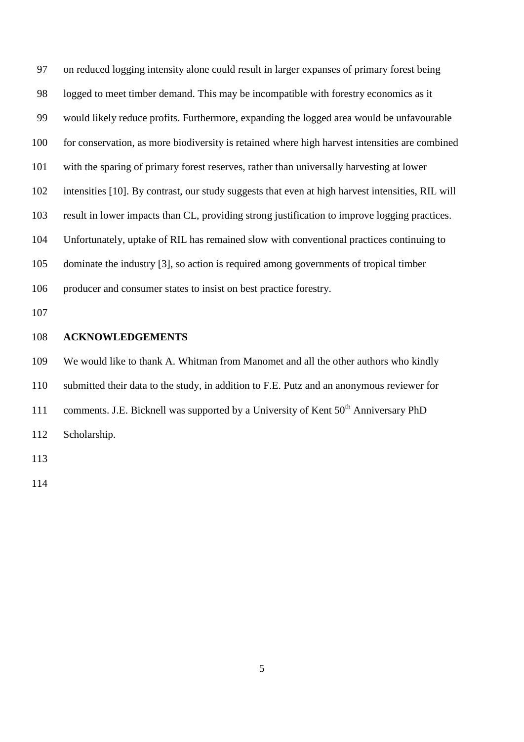on reduced logging intensity alone could result in larger expanses of primary forest being logged to meet timber demand. This may be incompatible with forestry economics as it would likely reduce profits. Furthermore, expanding the logged area would be unfavourable for conservation, as more biodiversity is retained where high harvest intensities are combined with the sparing of primary forest reserves, rather than universally harvesting at lower intensities [10]. By contrast, our study suggests that even at high harvest intensities, RIL will result in lower impacts than CL, providing strong justification to improve logging practices. Unfortunately, uptake of RIL has remained slow with conventional practices continuing to dominate the industry [3], so action is required among governments of tropical timber producer and consumer states to insist on best practice forestry.

## ACKNOWLEDGEMENTS

We would like to thank A. Whitman from Manomet and all the other authors who kindly submitted their data to the study, in addition to F.E. Putz and an anonymous reviewer for comments. J.E. Bicknell was supported by a University of Kent 50th Anniversary PhD Scholarship.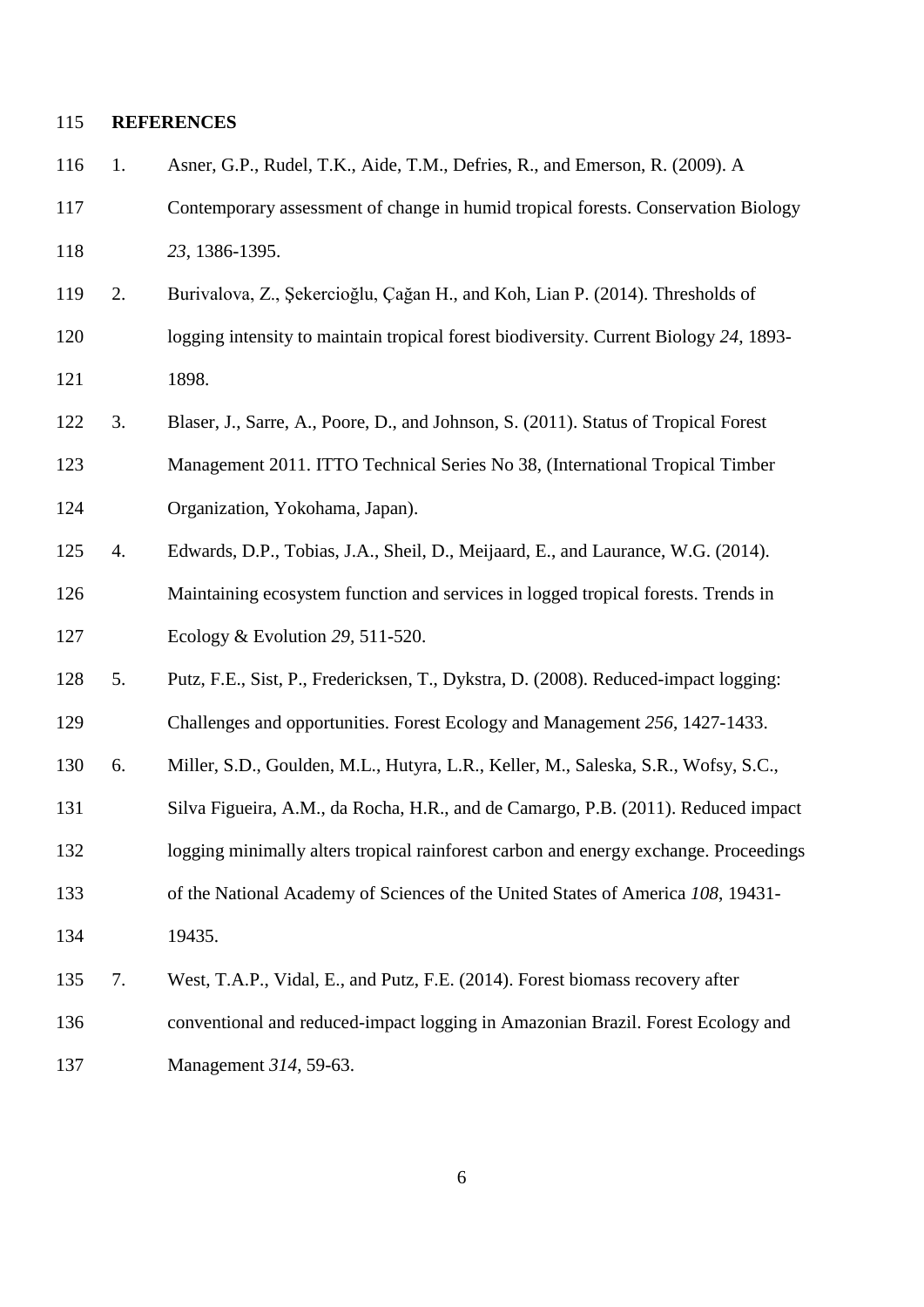## REFERENCES

1. Asner, G.P., Rudel, T.K., Aide, T.M., Defries, R., and Emerson, R. (2009). A Contemporary assessment of change in humid tropical forests. Conservation Biology *23*, 1386-1395.
2. Burivalova, Z., Şekercioğlu, Çağan H., and Koh, Lian P. (2014). Thresholds of logging intensity to maintain tropical forest biodiversity. Current Biology *24*, 1893-1898.
3. Blaser, J., Sarre, A., Poore, D., and Johnson, S. (2011). Status of Tropical Forest Management 2011. ITTO Technical Series No 38, (International Tropical Timber Organization, Yokohama, Japan).
4. Edwards, D.P., Tobias, J.A., Sheil, D., Meijaard, E., and Laurance, W.G. (2014). Maintaining ecosystem function and services in logged tropical forests. Trends in Ecology & Evolution *29*, 511-520.
5. Putz, F.E., Sist, P., Fredericksen, T., Dykstra, D. (2008). Reduced-impact logging: Challenges and opportunities. Forest Ecology and Management *256*, 1427-1433.
6. Miller, S.D., Goulden, M.L., Hutyra, L.R., Keller, M., Saleska, S.R., Wofsy, S.C., Silva Figueira, A.M., da Rocha, H.R., and de Camargo, P.B. (2011). Reduced impact logging minimally alters tropical rainforest carbon and energy exchange. Proceedings of the National Academy of Sciences of the United States of America *108*, 19431-19435.
7. West, T.A.P., Vidal, E., and Putz, F.E. (2014). Forest biomass recovery after conventional and reduced-impact logging in Amazonian Brazil. Forest Ecology and Management *314*, 59-63.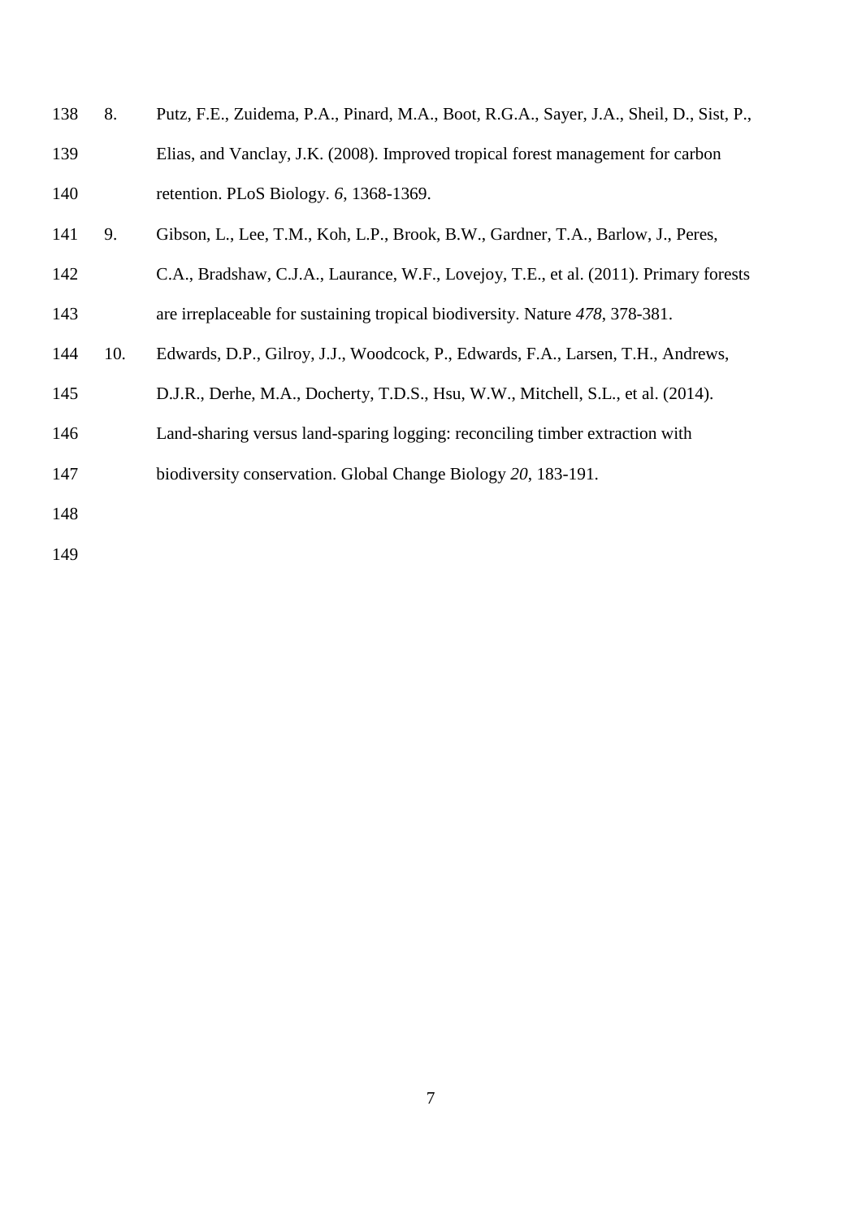8. Putz, F.E., Zuidema, P.A., Pinard, M.A., Boot, R.G.A., Sayer, J.A., Sheil, D., Sist, P., Elias, and Vanclay, J.K. (2008). Improved tropical forest management for carbon retention. PLoS Biology. *6*, 1368-1369.
9. Gibson, L., Lee, T.M., Koh, L.P., Brook, B.W., Gardner, T.A., Barlow, J., Peres, C.A., Bradshaw, C.J.A., Laurance, W.F., Lovejoy, T.E., et al. (2011). Primary forests are irreplaceable for sustaining tropical biodiversity. Nature *478*, 378-381.
10. Edwards, D.P., Gilroy, J.J., Woodcock, P., Edwards, F.A., Larsen, T.H., Andrews, D.J.R., Derhe, M.A., Docherty, T.D.S., Hsu, W.W., Mitchell, S.L., et al. (2014). Land-sharing versus land-sparing logging: reconciling timber extraction with biodiversity conservation. Global Change Biology *20*, 183-191.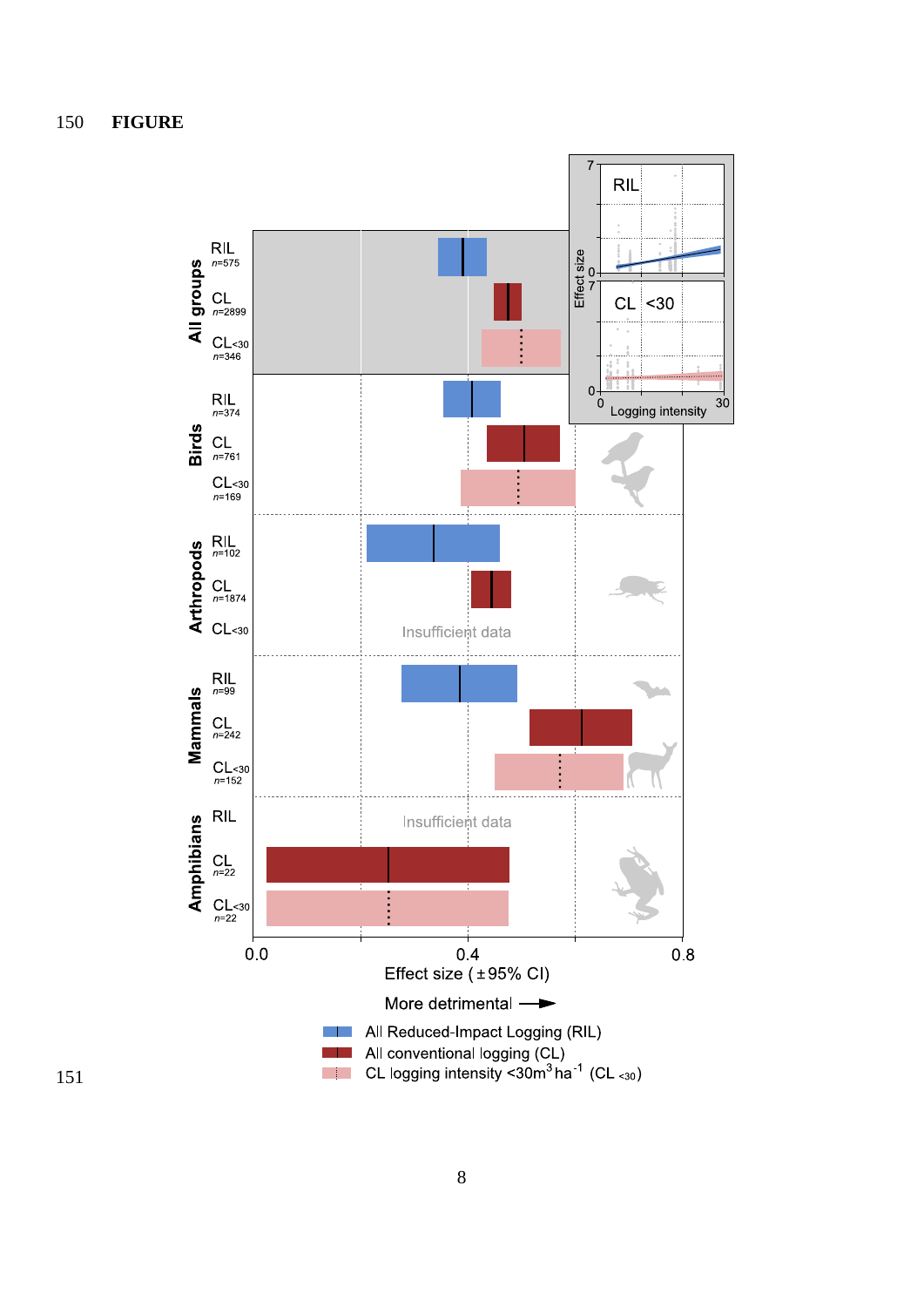FIGURE

All groups RIL n=575 CL n=2899 CL<30 n=346

Birds RIL n=374 CL n=761 CL<30 n=169

Arthropods RIL n=102 CL n=1874 CL<30 Insufficient data

Mammals RIL n=99 CL n=242 CL<30 n=152

Amphibians RIL Insufficient data CL n=22 CL<30 n=22

0.0 0.4 0.8

Effect size (±95% CI)

More detrimental →

Inset: Effect size (0–7) vs Logging intensity (0–30); panels: RIL; CL <30

All Reduced-Impact Logging (RIL)

All conventional logging (CL)

CL logging intensity <30m$^3$ ha$^{-1}$ (CL $_{<30}$)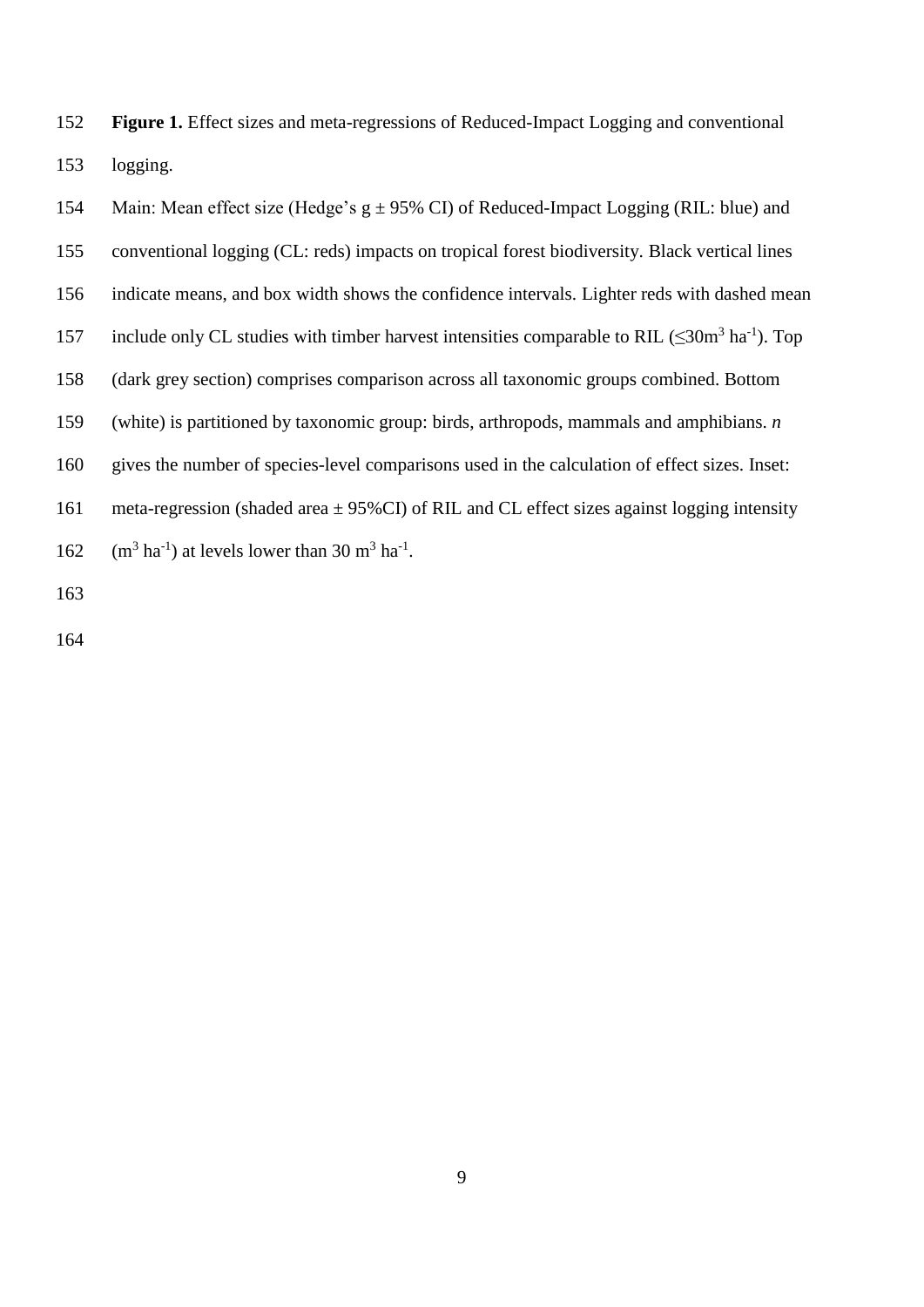**Figure 1.** Effect sizes and meta-regressions of Reduced-Impact Logging and conventional logging.

Main: Mean effect size (Hedge's g ± 95% CI) of Reduced-Impact Logging (RIL: blue) and conventional logging (CL: reds) impacts on tropical forest biodiversity. Black vertical lines indicate means, and box width shows the confidence intervals. Lighter reds with dashed mean include only CL studies with timber harvest intensities comparable to RIL ($\leq 30 m^3 ha^{-1}$). Top (dark grey section) comprises comparison across all taxonomic groups combined. Bottom (white) is partitioned by taxonomic group: birds, arthropods, mammals and amphibians. *n* gives the number of species-level comparisons used in the calculation of effect sizes. Inset: meta-regression (shaded area ± 95%CI) of RIL and CL effect sizes against logging intensity ($m^3 ha^{-1}$) at levels lower than 30 $m^3 ha^{-1}$.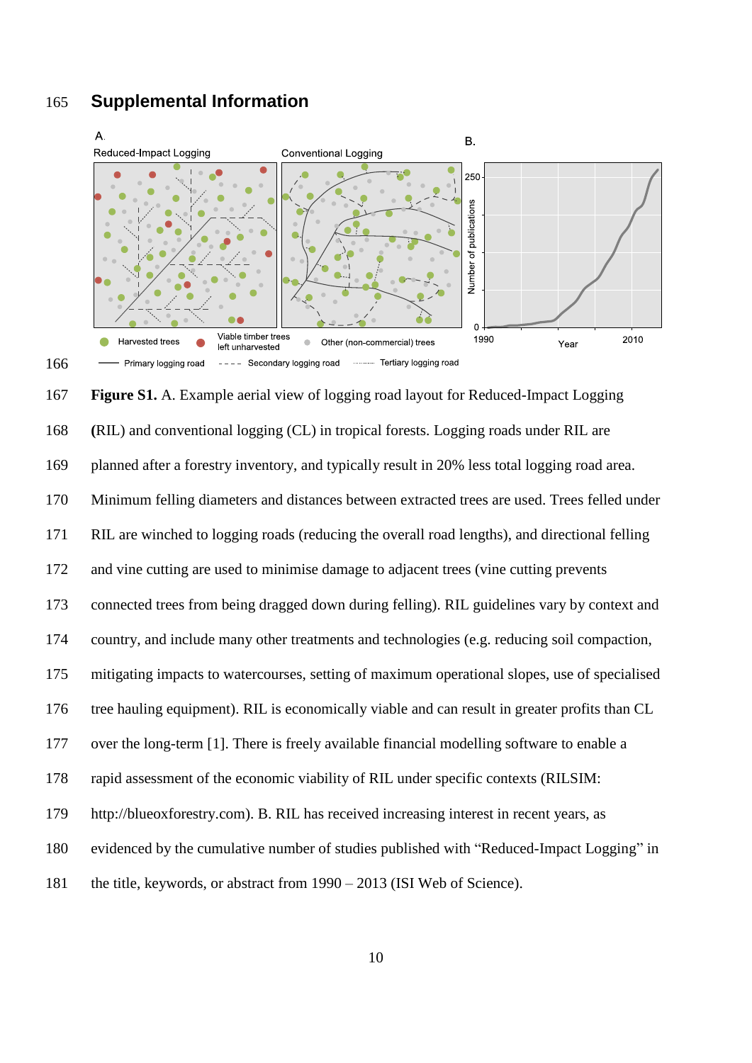## Supplemental Information

**Figure S1.** A. Example aerial view of logging road layout for Reduced-Impact Logging **(**RIL) and conventional logging (CL) in tropical forests. Logging roads under RIL are planned after a forestry inventory, and typically result in 20% less total logging road area. Minimum felling diameters and distances between extracted trees are used. Trees felled under RIL are winched to logging roads (reducing the overall road lengths), and directional felling and vine cutting are used to minimise damage to adjacent trees (vine cutting prevents connected trees from being dragged down during felling). RIL guidelines vary by context and country, and include many other treatments and technologies (e.g. reducing soil compaction, mitigating impacts to watercourses, setting of maximum operational slopes, use of specialised tree hauling equipment). RIL is economically viable and can result in greater profits than CL over the long-term [1]. There is freely available financial modelling software to enable a rapid assessment of the economic viability of RIL under specific contexts (RILSIM: http://blueoxforestry.com). B. RIL has received increasing interest in recent years, as evidenced by the cumulative number of studies published with "Reduced-Impact Logging" in the title, keywords, or abstract from 1990 – 2013 (ISI Web of Science).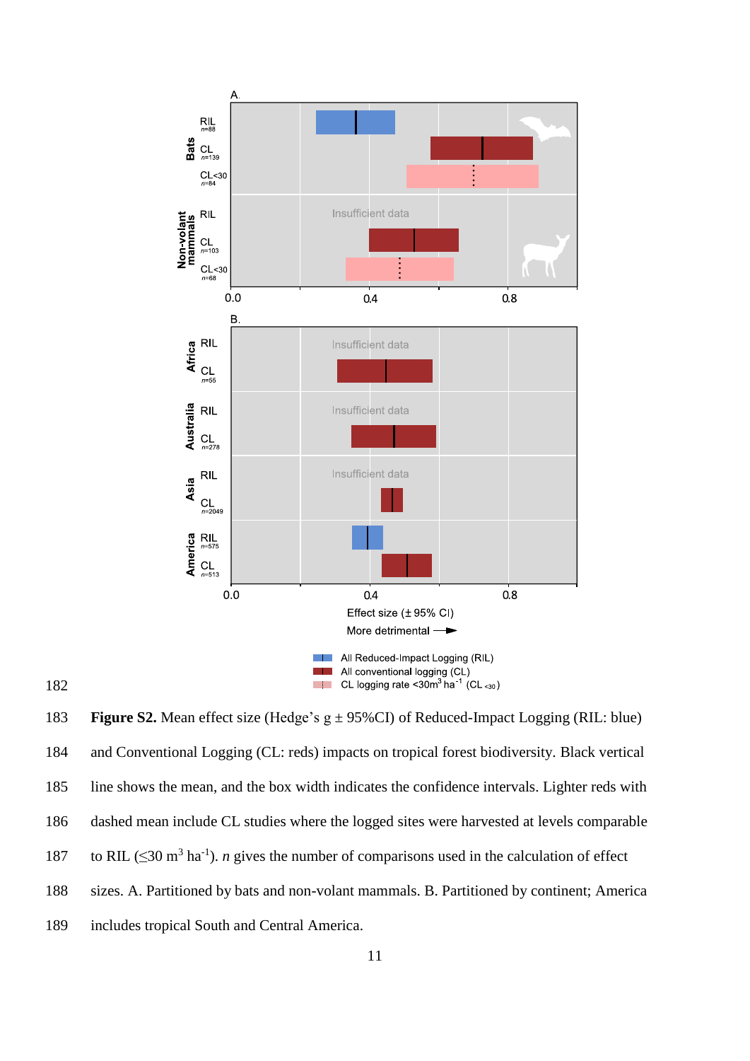Figure S2. Mean effect size (Hedge's g ± 95%CI) of Reduced-Impact Logging (RIL: blue) and Conventional Logging (CL: reds) impacts on tropical forest biodiversity. Black vertical line shows the mean, and the box width indicates the confidence intervals. Lighter reds with dashed mean include CL studies where the logged sites were harvested at levels comparable to RIL (≤30 $m^3$ $ha^{-1}$). *n* gives the number of comparisons used in the calculation of effect sizes. A. Partitioned by bats and non-volant mammals. B. Partitioned by continent; America includes tropical South and Central America.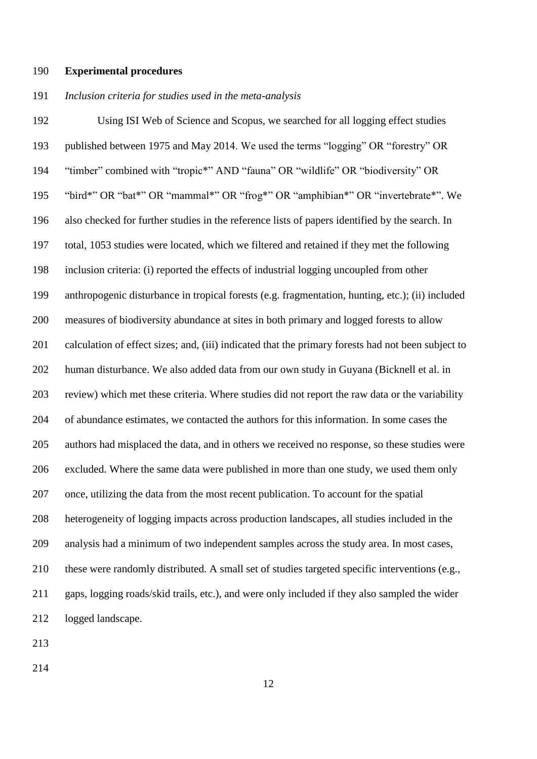**Experimental procedures**

*Inclusion criteria for studies used in the meta-analysis*

Using ISI Web of Science and Scopus, we searched for all logging effect studies published between 1975 and May 2014. We used the terms "logging" OR "forestry" OR "timber" combined with "tropic*" AND "fauna" OR "wildlife" OR "biodiversity" OR "bird*" OR "bat*" OR "mammal*" OR "frog*" OR "amphibian*" OR "invertebrate*". We also checked for further studies in the reference lists of papers identified by the search. In total, 1053 studies were located, which we filtered and retained if they met the following inclusion criteria: (i) reported the effects of industrial logging uncoupled from other anthropogenic disturbance in tropical forests (e.g. fragmentation, hunting, etc.); (ii) included measures of biodiversity abundance at sites in both primary and logged forests to allow calculation of effect sizes; and, (iii) indicated that the primary forests had not been subject to human disturbance. We also added data from our own study in Guyana (Bicknell et al. in review) which met these criteria. Where studies did not report the raw data or the variability of abundance estimates, we contacted the authors for this information. In some cases the authors had misplaced the data, and in others we received no response, so these studies were excluded. Where the same data were published in more than one study, we used them only once, utilizing the data from the most recent publication. To account for the spatial heterogeneity of logging impacts across production landscapes, all studies included in the analysis had a minimum of two independent samples across the study area. In most cases, these were randomly distributed. A small set of studies targeted specific interventions (e.g., gaps, logging roads/skid trails, etc.), and were only included if they also sampled the wider logged landscape.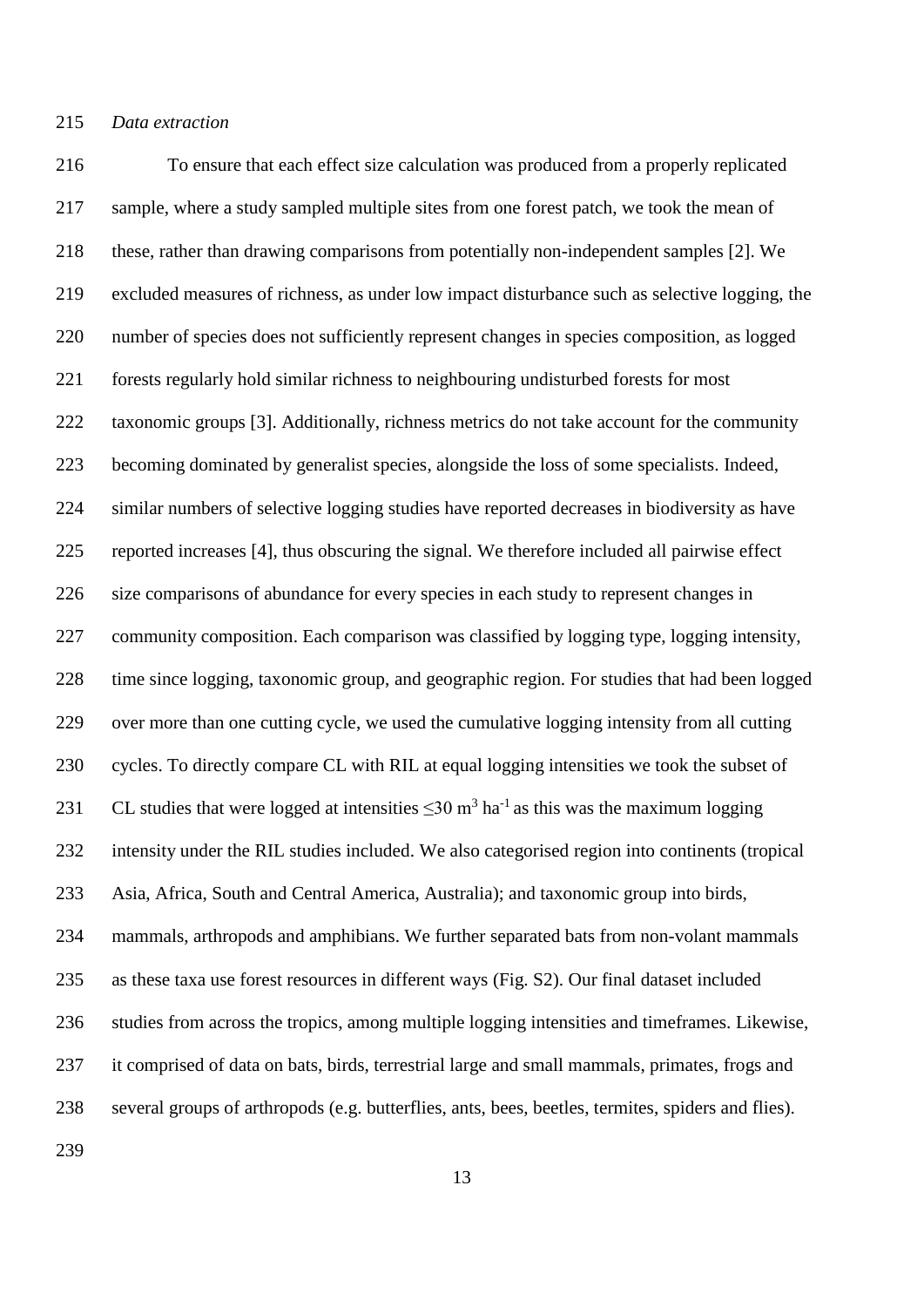*Data extraction*

To ensure that each effect size calculation was produced from a properly replicated sample, where a study sampled multiple sites from one forest patch, we took the mean of these, rather than drawing comparisons from potentially non-independent samples [2]. We excluded measures of richness, as under low impact disturbance such as selective logging, the number of species does not sufficiently represent changes in species composition, as logged forests regularly hold similar richness to neighbouring undisturbed forests for most taxonomic groups [3]. Additionally, richness metrics do not take account for the community becoming dominated by generalist species, alongside the loss of some specialists. Indeed, similar numbers of selective logging studies have reported decreases in biodiversity as have reported increases [4], thus obscuring the signal. We therefore included all pairwise effect size comparisons of abundance for every species in each study to represent changes in community composition. Each comparison was classified by logging type, logging intensity, time since logging, taxonomic group, and geographic region. For studies that had been logged over more than one cutting cycle, we used the cumulative logging intensity from all cutting cycles. To directly compare CL with RIL at equal logging intensities we took the subset of CL studies that were logged at intensities $\leq 30$ $m^3$ $ha^{-1}$ as this was the maximum logging intensity under the RIL studies included. We also categorised region into continents (tropical Asia, Africa, South and Central America, Australia); and taxonomic group into birds, mammals, arthropods and amphibians. We further separated bats from non-volant mammals as these taxa use forest resources in different ways (Fig. S2). Our final dataset included studies from across the tropics, among multiple logging intensities and timeframes. Likewise, it comprised of data on bats, birds, terrestrial large and small mammals, primates, frogs and several groups of arthropods (e.g. butterflies, ants, bees, beetles, termites, spiders and flies).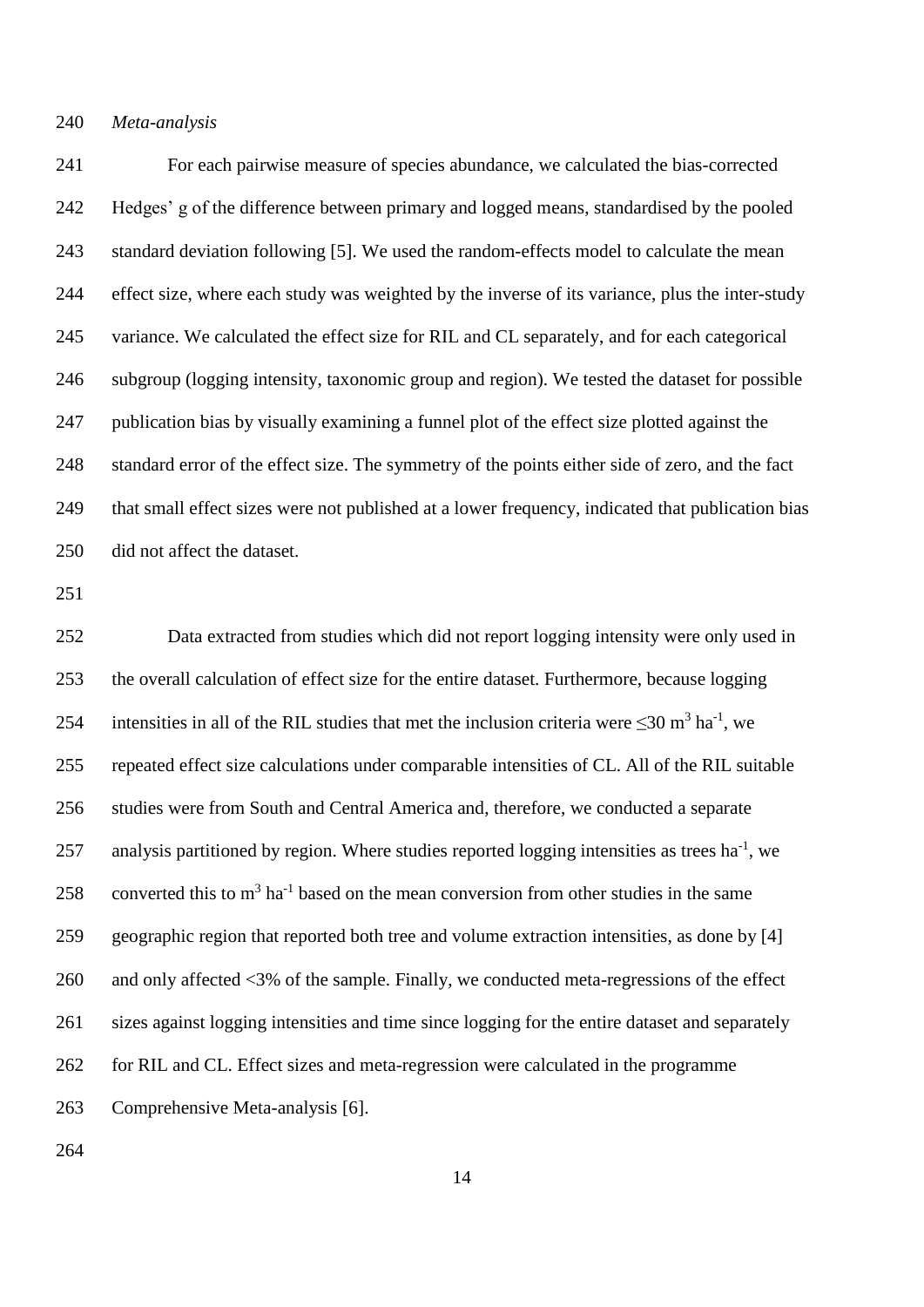*Meta-analysis*

For each pairwise measure of species abundance, we calculated the bias-corrected Hedges' g of the difference between primary and logged means, standardised by the pooled standard deviation following [5]. We used the random-effects model to calculate the mean effect size, where each study was weighted by the inverse of its variance, plus the inter-study variance. We calculated the effect size for RIL and CL separately, and for each categorical subgroup (logging intensity, taxonomic group and region). We tested the dataset for possible publication bias by visually examining a funnel plot of the effect size plotted against the standard error of the effect size. The symmetry of the points either side of zero, and the fact that small effect sizes were not published at a lower frequency, indicated that publication bias did not affect the dataset.

Data extracted from studies which did not report logging intensity were only used in the overall calculation of effect size for the entire dataset. Furthermore, because logging intensities in all of the RIL studies that met the inclusion criteria were $\leq$30 $m^3$ $ha^{-1}$, we repeated effect size calculations under comparable intensities of CL. All of the RIL suitable studies were from South and Central America and, therefore, we conducted a separate analysis partitioned by region. Where studies reported logging intensities as trees $ha^{-1}$, we converted this to $m^3$ $ha^{-1}$ based on the mean conversion from other studies in the same geographic region that reported both tree and volume extraction intensities, as done by [4] and only affected <3% of the sample. Finally, we conducted meta-regressions of the effect sizes against logging intensities and time since logging for the entire dataset and separately for RIL and CL. Effect sizes and meta-regression were calculated in the programme Comprehensive Meta-analysis [6].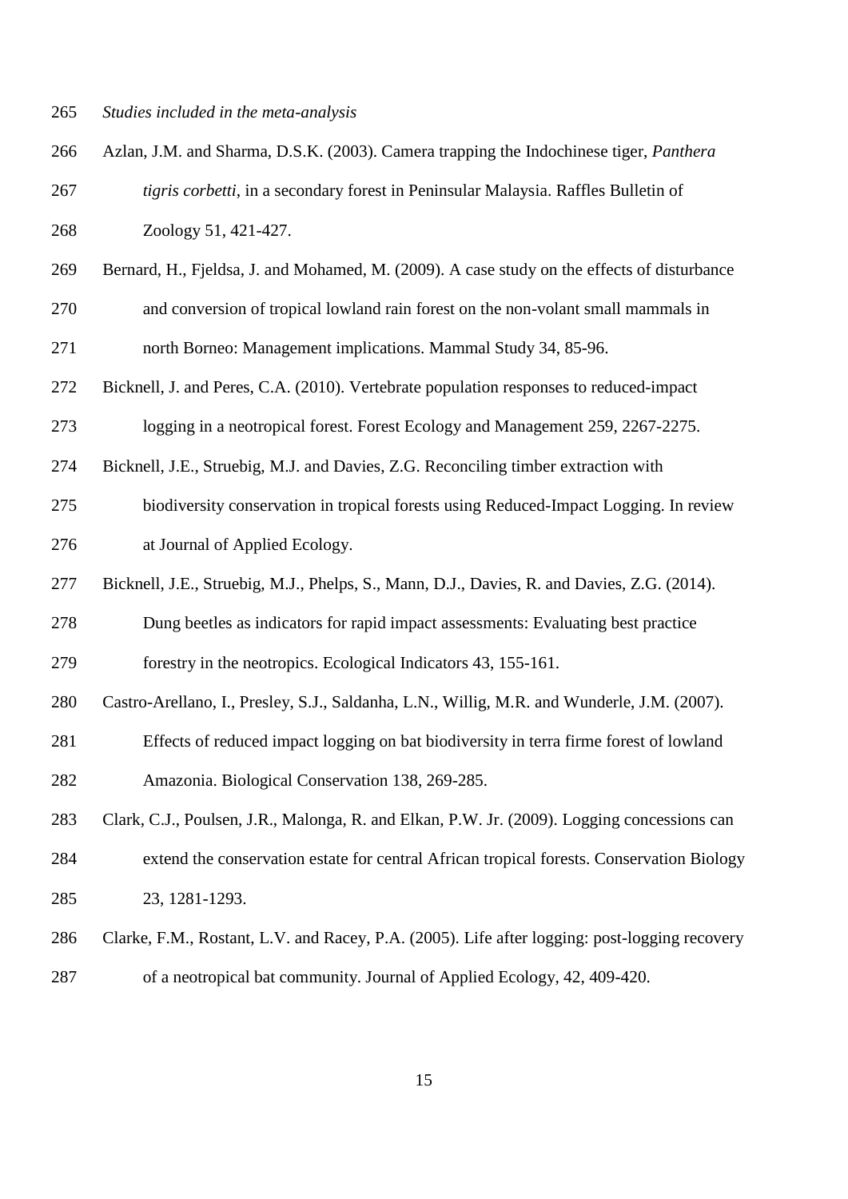*Studies included in the meta-analysis*

Azlan, J.M. and Sharma, D.S.K. (2003). Camera trapping the Indochinese tiger, *Panthera tigris corbetti*, in a secondary forest in Peninsular Malaysia. Raffles Bulletin of Zoology 51, 421-427.

Bernard, H., Fjeldsa, J. and Mohamed, M. (2009). A case study on the effects of disturbance and conversion of tropical lowland rain forest on the non-volant small mammals in north Borneo: Management implications. Mammal Study 34, 85-96.

Bicknell, J. and Peres, C.A. (2010). Vertebrate population responses to reduced-impact logging in a neotropical forest. Forest Ecology and Management 259, 2267-2275.

Bicknell, J.E., Struebig, M.J. and Davies, Z.G. Reconciling timber extraction with biodiversity conservation in tropical forests using Reduced-Impact Logging. In review at Journal of Applied Ecology.

Bicknell, J.E., Struebig, M.J., Phelps, S., Mann, D.J., Davies, R. and Davies, Z.G. (2014). Dung beetles as indicators for rapid impact assessments: Evaluating best practice forestry in the neotropics. Ecological Indicators 43, 155-161.

Castro-Arellano, I., Presley, S.J., Saldanha, L.N., Willig, M.R. and Wunderle, J.M. (2007). Effects of reduced impact logging on bat biodiversity in terra firme forest of lowland Amazonia. Biological Conservation 138, 269-285.

Clark, C.J., Poulsen, J.R., Malonga, R. and Elkan, P.W. Jr. (2009). Logging concessions can extend the conservation estate for central African tropical forests. Conservation Biology 23, 1281-1293.

Clarke, F.M., Rostant, L.V. and Racey, P.A. (2005). Life after logging: post-logging recovery of a neotropical bat community. Journal of Applied Ecology, 42, 409-420.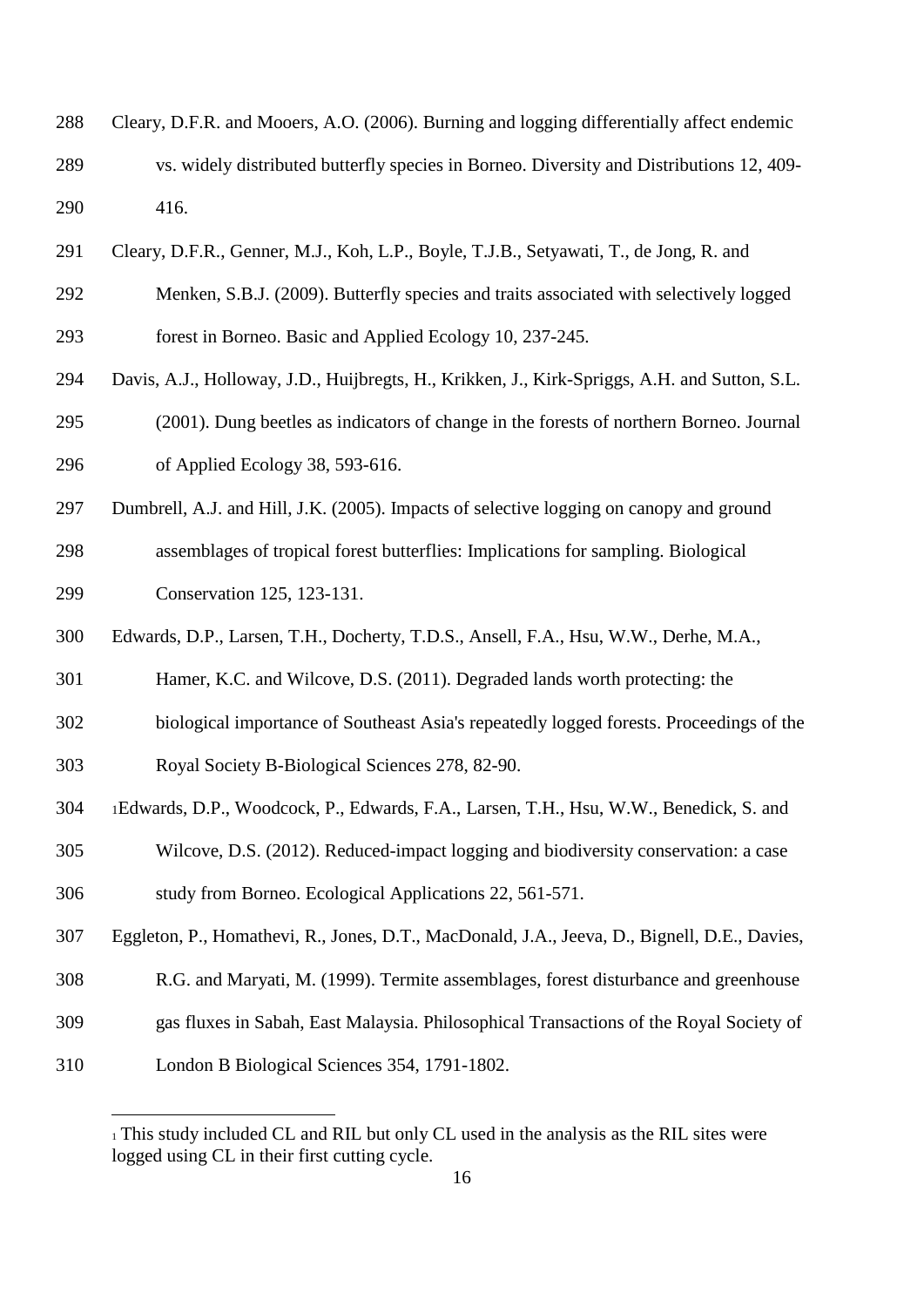Cleary, D.F.R. and Mooers, A.O. (2006). Burning and logging differentially affect endemic vs. widely distributed butterfly species in Borneo. Diversity and Distributions 12, 409-416.

Cleary, D.F.R., Genner, M.J., Koh, L.P., Boyle, T.J.B., Setyawati, T., de Jong, R. and Menken, S.B.J. (2009). Butterfly species and traits associated with selectively logged forest in Borneo. Basic and Applied Ecology 10, 237-245.

Davis, A.J., Holloway, J.D., Huijbregts, H., Krikken, J., Kirk-Spriggs, A.H. and Sutton, S.L. (2001). Dung beetles as indicators of change in the forests of northern Borneo. Journal of Applied Ecology 38, 593-616.

Dumbrell, A.J. and Hill, J.K. (2005). Impacts of selective logging on canopy and ground assemblages of tropical forest butterflies: Implications for sampling. Biological Conservation 125, 123-131.

Edwards, D.P., Larsen, T.H., Docherty, T.D.S., Ansell, F.A., Hsu, W.W., Derhe, M.A., Hamer, K.C. and Wilcove, D.S. (2011). Degraded lands worth protecting: the biological importance of Southeast Asia's repeatedly logged forests. Proceedings of the Royal Society B-Biological Sciences 278, 82-90.

[1]Edwards, D.P., Woodcock, P., Edwards, F.A., Larsen, T.H., Hsu, W.W., Benedick, S. and Wilcove, D.S. (2012). Reduced-impact logging and biodiversity conservation: a case study from Borneo. Ecological Applications 22, 561-571.

Eggleton, P., Homathevi, R., Jones, D.T., MacDonald, J.A., Jeeva, D., Bignell, D.E., Davies, R.G. and Maryati, M. (1999). Termite assemblages, forest disturbance and greenhouse gas fluxes in Sabah, East Malaysia. Philosophical Transactions of the Royal Society of London B Biological Sciences 354, 1791-1802.

[1] This study included CL and RIL but only CL used in the analysis as the RIL sites were logged using CL in their first cutting cycle.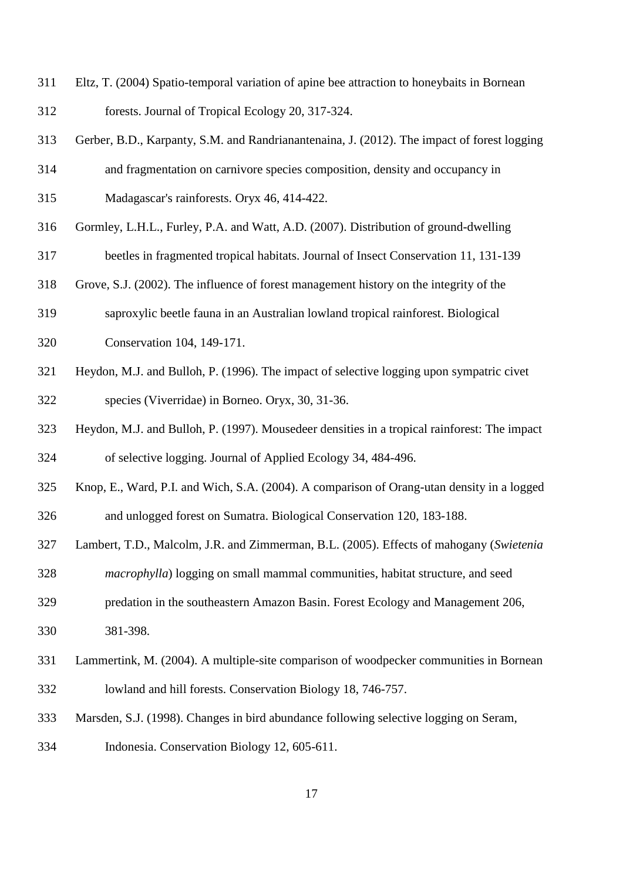Eltz, T. (2004) Spatio-temporal variation of apine bee attraction to honeybaits in Bornean forests. Journal of Tropical Ecology 20, 317-324.

Gerber, B.D., Karpanty, S.M. and Randrianantenaina, J. (2012). The impact of forest logging and fragmentation on carnivore species composition, density and occupancy in Madagascar's rainforests. Oryx 46, 414-422.

Gormley, L.H.L., Furley, P.A. and Watt, A.D. (2007). Distribution of ground-dwelling beetles in fragmented tropical habitats. Journal of Insect Conservation 11, 131-139

Grove, S.J. (2002). The influence of forest management history on the integrity of the saproxylic beetle fauna in an Australian lowland tropical rainforest. Biological Conservation 104, 149-171.

Heydon, M.J. and Bulloh, P. (1996). The impact of selective logging upon sympatric civet species (Viverridae) in Borneo. Oryx, 30, 31-36.

Heydon, M.J. and Bulloh, P. (1997). Mousedeer densities in a tropical rainforest: The impact of selective logging. Journal of Applied Ecology 34, 484-496.

Knop, E., Ward, P.I. and Wich, S.A. (2004). A comparison of Orang-utan density in a logged and unlogged forest on Sumatra. Biological Conservation 120, 183-188.

Lambert, T.D., Malcolm, J.R. and Zimmerman, B.L. (2005). Effects of mahogany (*Swietenia macrophylla*) logging on small mammal communities, habitat structure, and seed predation in the southeastern Amazon Basin. Forest Ecology and Management 206, 381-398.

Lammertink, M. (2004). A multiple-site comparison of woodpecker communities in Bornean lowland and hill forests. Conservation Biology 18, 746-757.

Marsden, S.J. (1998). Changes in bird abundance following selective logging on Seram, Indonesia. Conservation Biology 12, 605-611.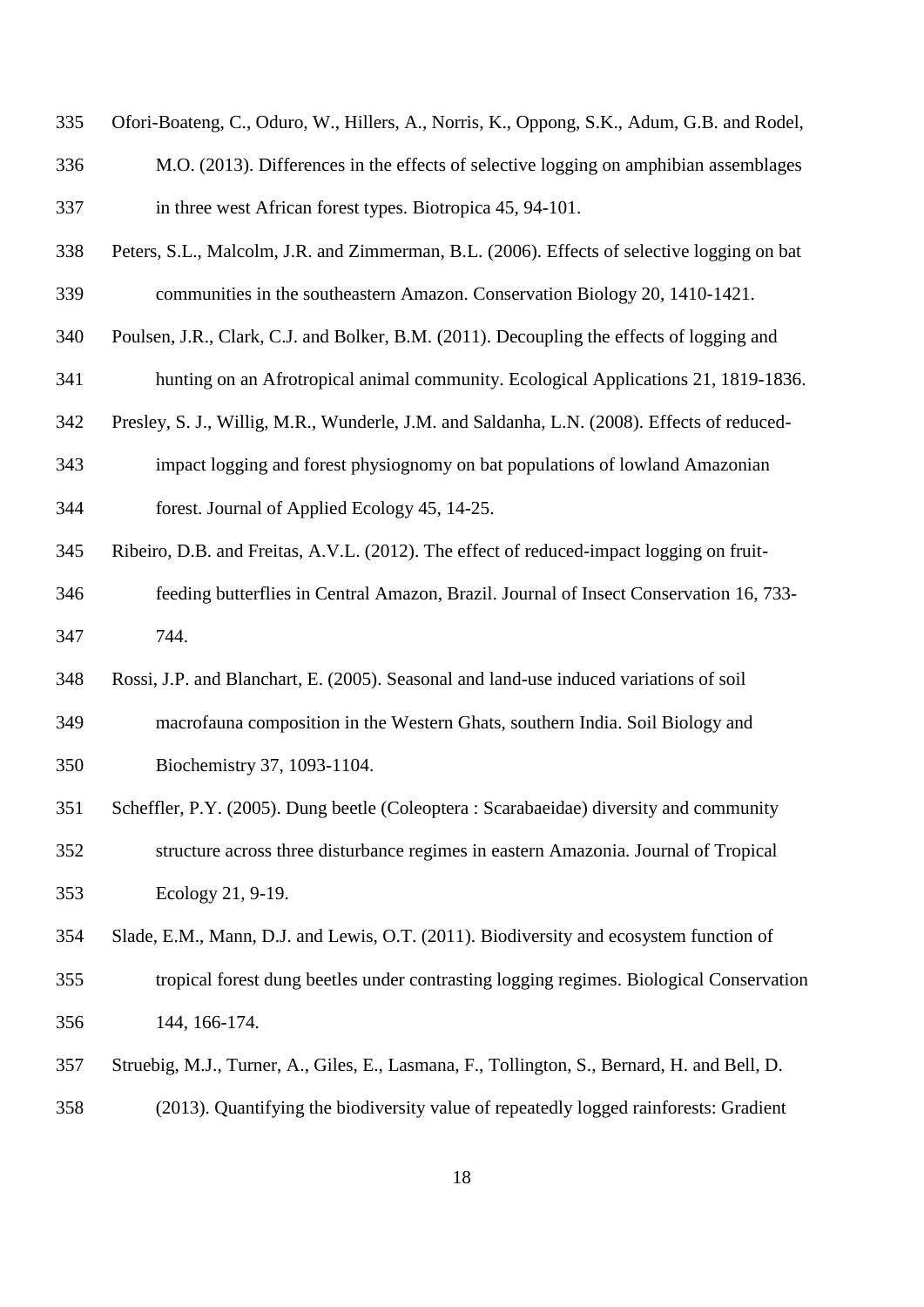Ofori-Boateng, C., Oduro, W., Hillers, A., Norris, K., Oppong, S.K., Adum, G.B. and Rodel, M.O. (2013). Differences in the effects of selective logging on amphibian assemblages in three west African forest types. Biotropica 45, 94-101.

Peters, S.L., Malcolm, J.R. and Zimmerman, B.L. (2006). Effects of selective logging on bat communities in the southeastern Amazon. Conservation Biology 20, 1410-1421.

Poulsen, J.R., Clark, C.J. and Bolker, B.M. (2011). Decoupling the effects of logging and hunting on an Afrotropical animal community. Ecological Applications 21, 1819-1836.

Presley, S. J., Willig, M.R., Wunderle, J.M. and Saldanha, L.N. (2008). Effects of reduced-impact logging and forest physiognomy on bat populations of lowland Amazonian forest. Journal of Applied Ecology 45, 14-25.

Ribeiro, D.B. and Freitas, A.V.L. (2012). The effect of reduced-impact logging on fruit-feeding butterflies in Central Amazon, Brazil. Journal of Insect Conservation 16, 733-744.

Rossi, J.P. and Blanchart, E. (2005). Seasonal and land-use induced variations of soil macrofauna composition in the Western Ghats, southern India. Soil Biology and Biochemistry 37, 1093-1104.

Scheffler, P.Y. (2005). Dung beetle (Coleoptera : Scarabaeidae) diversity and community structure across three disturbance regimes in eastern Amazonia. Journal of Tropical Ecology 21, 9-19.

Slade, E.M., Mann, D.J. and Lewis, O.T. (2011). Biodiversity and ecosystem function of tropical forest dung beetles under contrasting logging regimes. Biological Conservation 144, 166-174.

Struebig, M.J., Turner, A., Giles, E., Lasmana, F., Tollington, S., Bernard, H. and Bell, D. (2013). Quantifying the biodiversity value of repeatedly logged rainforests: Gradient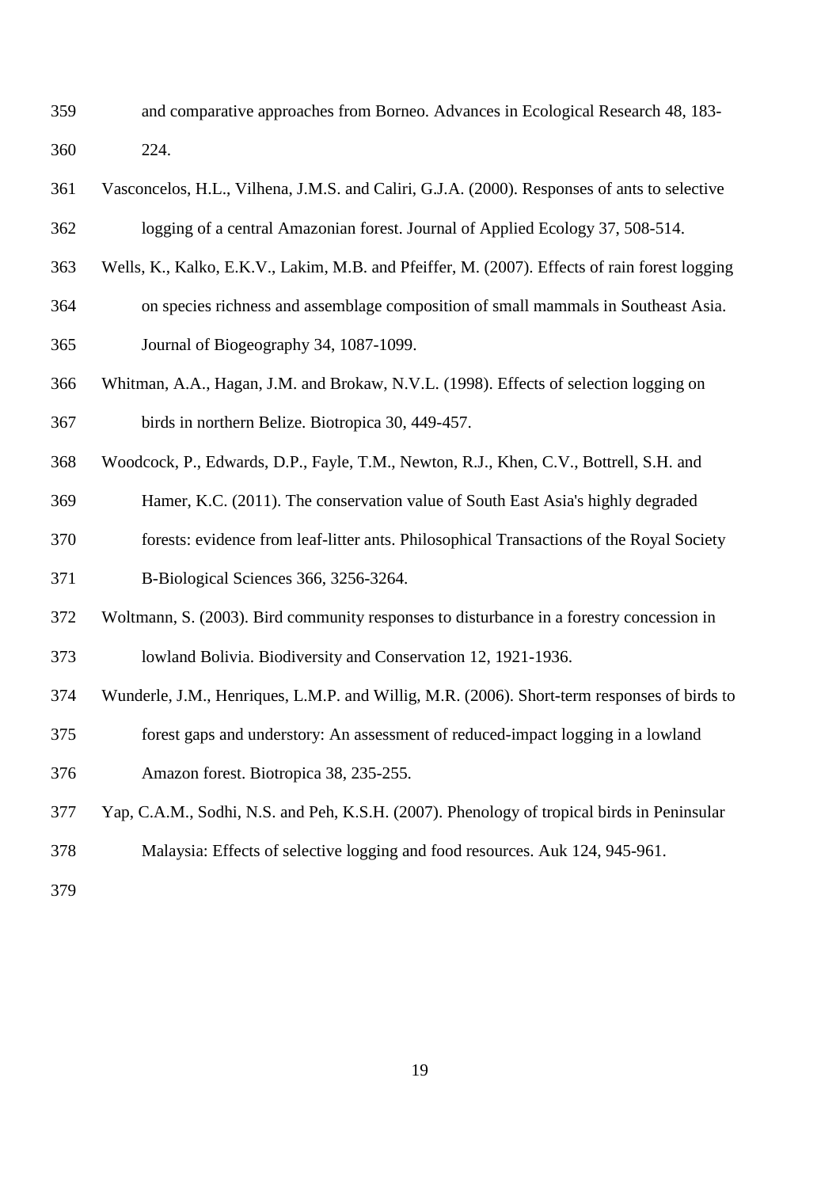and comparative approaches from Borneo. Advances in Ecological Research 48, 183-224.

Vasconcelos, H.L., Vilhena, J.M.S. and Caliri, G.J.A. (2000). Responses of ants to selective logging of a central Amazonian forest. Journal of Applied Ecology 37, 508-514.

Wells, K., Kalko, E.K.V., Lakim, M.B. and Pfeiffer, M. (2007). Effects of rain forest logging on species richness and assemblage composition of small mammals in Southeast Asia. Journal of Biogeography 34, 1087-1099.

Whitman, A.A., Hagan, J.M. and Brokaw, N.V.L. (1998). Effects of selection logging on birds in northern Belize. Biotropica 30, 449-457.

Woodcock, P., Edwards, D.P., Fayle, T.M., Newton, R.J., Khen, C.V., Bottrell, S.H. and Hamer, K.C. (2011). The conservation value of South East Asia's highly degraded forests: evidence from leaf-litter ants. Philosophical Transactions of the Royal Society B-Biological Sciences 366, 3256-3264.

Woltmann, S. (2003). Bird community responses to disturbance in a forestry concession in lowland Bolivia. Biodiversity and Conservation 12, 1921-1936.

Wunderle, J.M., Henriques, L.M.P. and Willig, M.R. (2006). Short-term responses of birds to forest gaps and understory: An assessment of reduced-impact logging in a lowland Amazon forest. Biotropica 38, 235-255.

Yap, C.A.M., Sodhi, N.S. and Peh, K.S.H. (2007). Phenology of tropical birds in Peninsular Malaysia: Effects of selective logging and food resources. Auk 124, 945-961.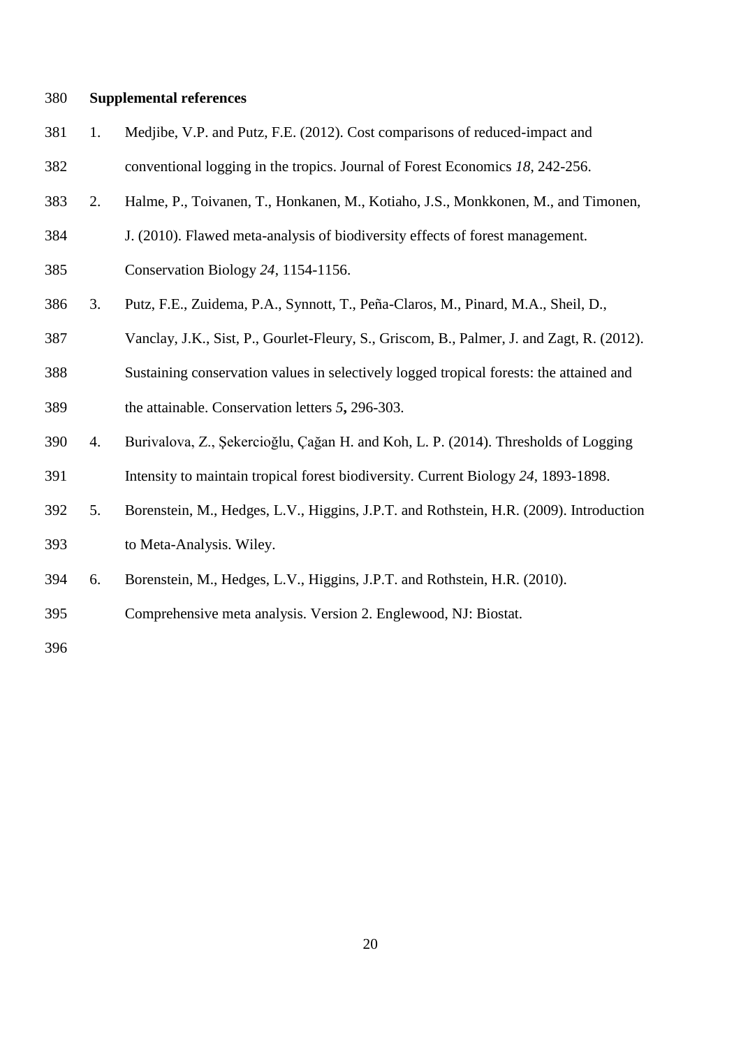**Supplemental references**

1. Medjibe, V.P. and Putz, F.E. (2012). Cost comparisons of reduced-impact and conventional logging in the tropics. Journal of Forest Economics *18*, 242-256.
2. Halme, P., Toivanen, T., Honkanen, M., Kotiaho, J.S., Monkkonen, M., and Timonen, J. (2010). Flawed meta-analysis of biodiversity effects of forest management. Conservation Biology *24*, 1154-1156.
3. Putz, F.E., Zuidema, P.A., Synnott, T., Peña-Claros, M., Pinard, M.A., Sheil, D., Vanclay, J.K., Sist, P., Gourlet-Fleury, S., Griscom, B., Palmer, J. and Zagt, R. (2012). Sustaining conservation values in selectively logged tropical forests: the attained and the attainable. Conservation letters *5*, 296-303.
4. Burivalova, Z., Şekercioğlu, Çağan H. and Koh, L. P. (2014). Thresholds of Logging Intensity to maintain tropical forest biodiversity. Current Biology *24*, 1893-1898.
5. Borenstein, M., Hedges, L.V., Higgins, J.P.T. and Rothstein, H.R. (2009). Introduction to Meta-Analysis. Wiley.
6. Borenstein, M., Hedges, L.V., Higgins, J.P.T. and Rothstein, H.R. (2010). Comprehensive meta analysis. Version 2. Englewood, NJ: Biostat.